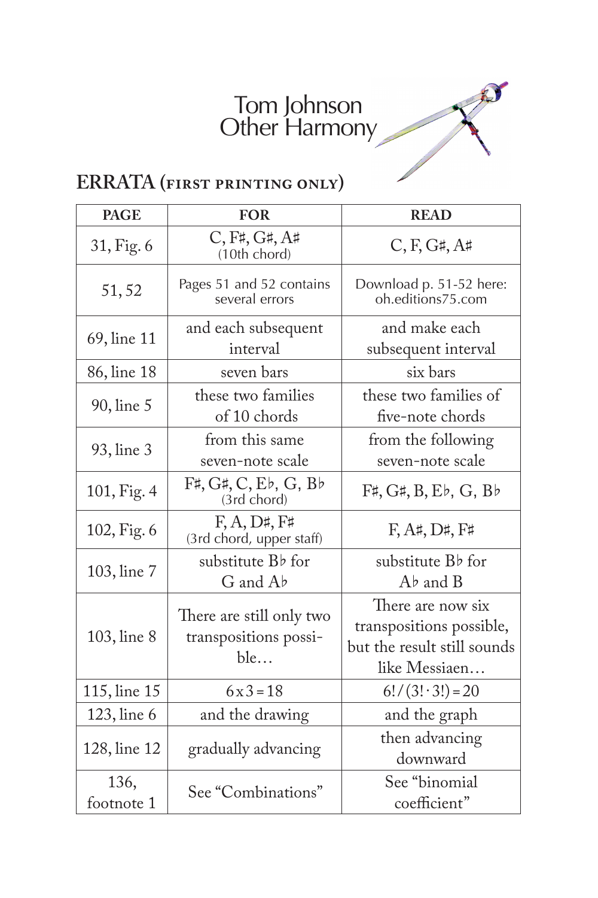# Tom Johnson
# Other Harmony

## ERRATA (FIRST PRINTING ONLY)

| PAGE | FOR | READ |
|---|---|---|
| 31, Fig. 6 | C, F♯, G♯, A♯ (10th chord) | C, F, G♯, A♯ |
| 51, 52 | Pages 51 and 52 contains several errors | Download p. 51-52 here: oh.editions75.com |
| 69, line 11 | and each subsequent interval | and make each subsequent interval |
| 86, line 18 | seven bars | six bars |
| 90, line 5 | these two families of 10 chords | these two families of five-note chords |
| 93, line 3 | from this same seven-note scale | from the following seven-note scale |
| 101, Fig. 4 | F♯, G♯, C, E♭, G, B♭ (3rd chord) | F♯, G♯, B, E♭, G, B♭ |
| 102, Fig. 6 | F, A, D♯, F♯ (3rd chord, upper staff) | F, A♯, D♯, F♯ |
| 103, line 7 | substitute B♭ for G and A♭ | substitute B♭ for A♭ and B |
| 103, line 8 | There are still only two transpositions possible… | There are now six transpositions possible, but the result still sounds like Messiaen… |
| 115, line 15 | $6 \times 3 = 18$ | $6!/(3! \cdot 3!) = 20$ |
| 123, line 6 | and the drawing | and the graph |
| 128, line 12 | gradually advancing | then advancing downward |
| 136, footnote 1 | See "Combinations" | See "binomial coefficient" |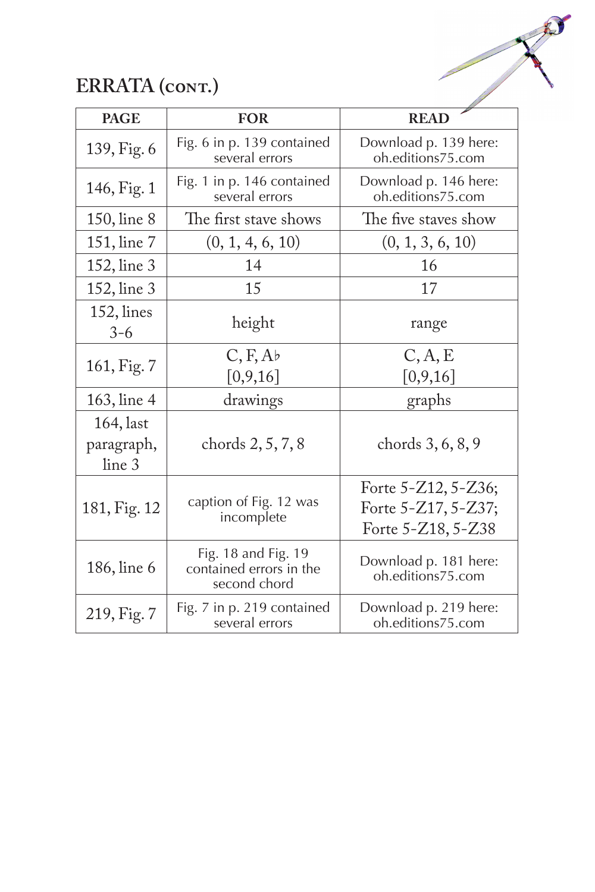## ERRATA (cont.)

| PAGE | FOR | READ |
|---|---|---|
| 139, Fig. 6 | Fig. 6 in p. 139 contained several errors | Download p. 139 here: oh.editions75.com |
| 146, Fig. 1 | Fig. 1 in p. 146 contained several errors | Download p. 146 here: oh.editions75.com |
| 150, line 8 | The first stave shows | The five staves show |
| 151, line 7 | (0, 1, 4, 6, 10) | (0, 1, 3, 6, 10) |
| 152, line 3 | 14 | 16 |
| 152, line 3 | 15 | 17 |
| 152, lines 3-6 | height | range |
| 161, Fig. 7 | C, F, A♭ [0,9,16] | C, A, E [0,9,16] |
| 163, line 4 | drawings | graphs |
| 164, last paragraph, line 3 | chords 2, 5, 7, 8 | chords 3, 6, 8, 9 |
| 181, Fig. 12 | caption of Fig. 12 was incomplete | Forte 5-Z12, 5-Z36; Forte 5-Z17, 5-Z37; Forte 5-Z18, 5-Z38 |
| 186, line 6 | Fig. 18 and Fig. 19 contained errors in the second chord | Download p. 181 here: oh.editions75.com |
| 219, Fig. 7 | Fig. 7 in p. 219 contained several errors | Download p. 219 here: oh.editions75.com |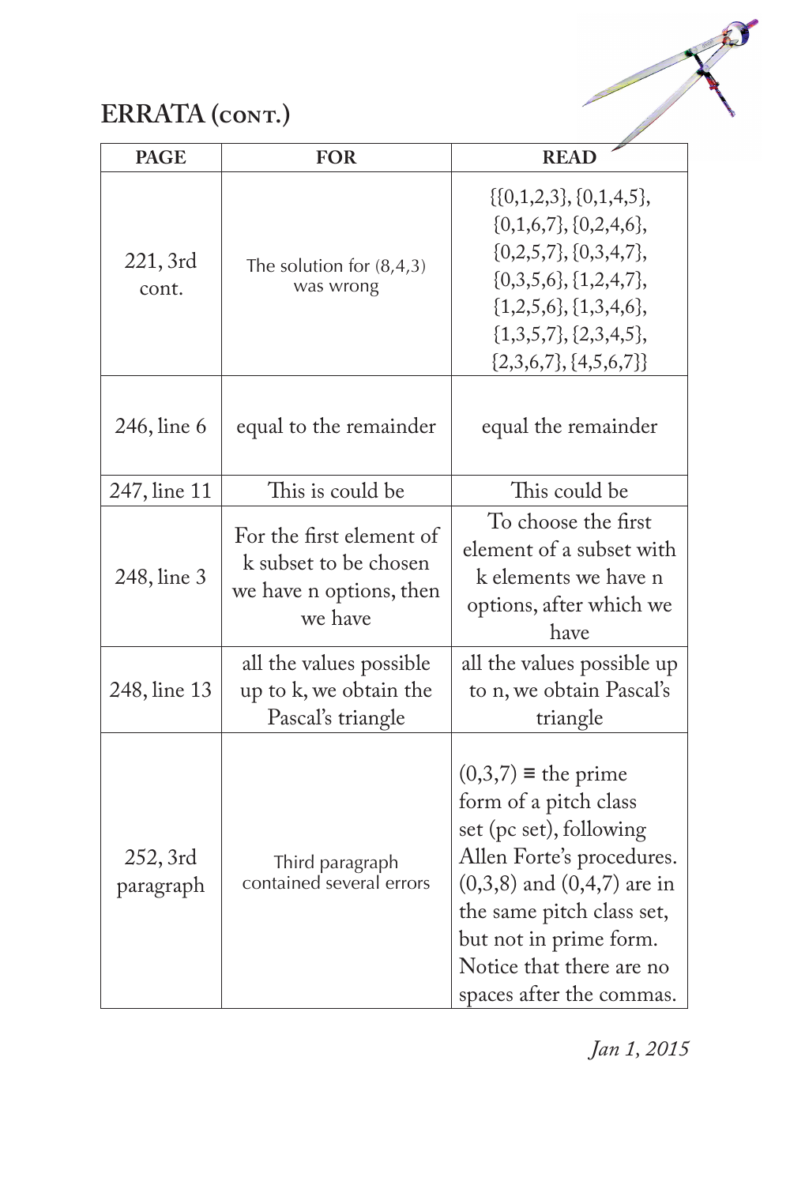## ERRATA (cont.)

| PAGE | FOR | READ |
|---|---|---|
| 221, 3rd cont. | The solution for (8,4,3) was wrong | {{0,1,2,3}, {0,1,4,5}, {0,1,6,7}, {0,2,4,6}, {0,2,5,7}, {0,3,4,7}, {0,3,5,6}, {1,2,4,7}, {1,2,5,6}, {1,3,4,6}, {1,3,5,7}, {2,3,4,5}, {2,3,6,7}, {4,5,6,7}} |
| 246, line 6 | equal to the remainder | equal the remainder |
| 247, line 11 | This is could be | This could be |
| 248, line 3 | For the first element of k subset to be chosen we have n options, then we have | To choose the first element of a subset with k elements we have n options, after which we have |
| 248, line 13 | all the values possible up to k, we obtain the Pascal's triangle | all the values possible up to n, we obtain Pascal's triangle |
| 252, 3rd paragraph | Third paragraph contained several errors | (0,3,7) ≡ the prime form of a pitch class set (pc set), following Allen Forte's procedures. (0,3,8) and (0,4,7) are in the same pitch class set, but not in prime form. Notice that there are no spaces after the commas. |

*Jan 1, 2015*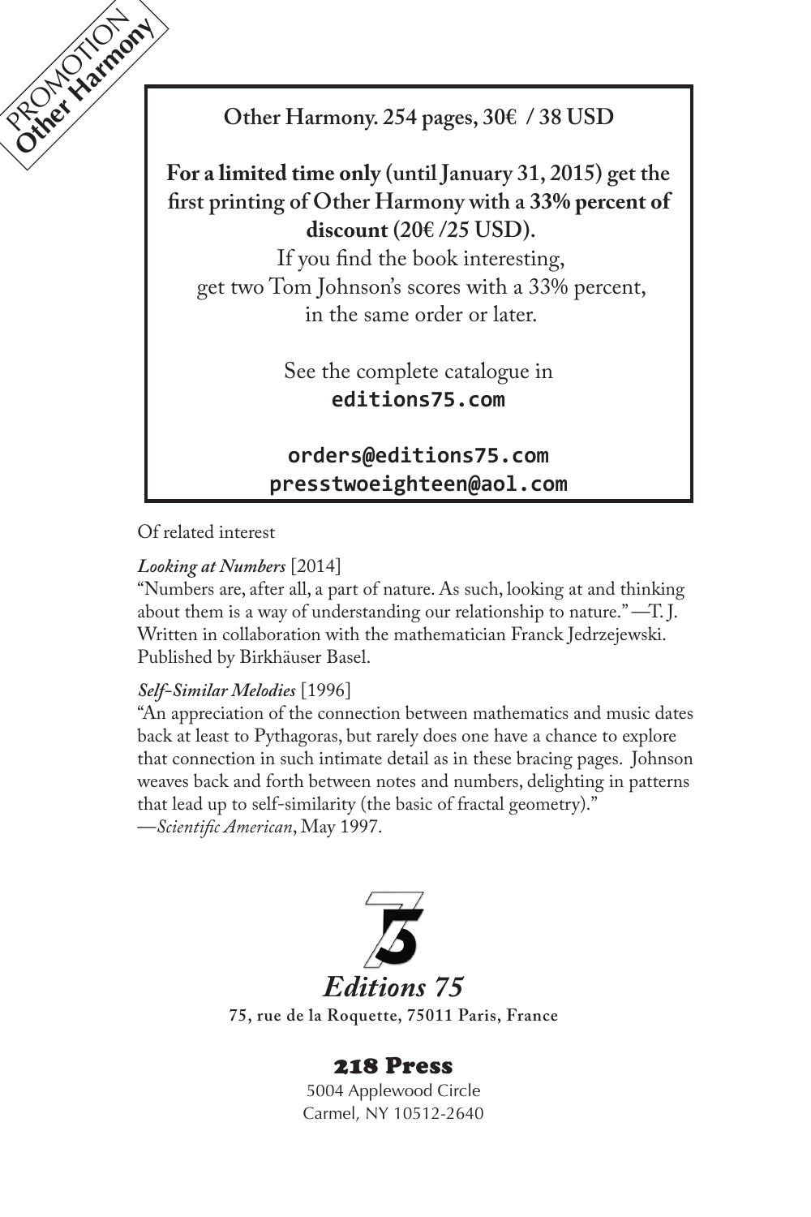PROMOTION
**Other Harmony**

**Other Harmony. 254 pages, 30€ / 38 USD**

**For a limited time only** (until January 31, 2015) **get the first printing of Other Harmony with a 33% percent of discount** (20€ /25 USD).
If you find the book interesting,
get two Tom Johnson's scores with a 33% percent,
in the same order or later.

See the complete catalogue in
**editions75.com**

**orders@editions75.com**
**presstwoeighteen@aol.com**

Of related interest

***Looking at Numbers*** [2014]
"Numbers are, after all, a part of nature. As such, looking at and thinking about them is a way of understanding our relationship to nature." —T. J.
Written in collaboration with the mathematician Franck Jedrzejewski.
Published by Birkhäuser Basel.

***Self-Similar Melodies*** [1996]
"An appreciation of the connection between mathematics and music dates back at least to Pythagoras, but rarely does one have a chance to explore that connection in such intimate detail as in these bracing pages. Johnson weaves back and forth between notes and numbers, delighting in patterns that lead up to self-similarity (the basic of fractal geometry)."
—*Scientific American*, May 1997.

75

*Editions 75*
**75, rue de la Roquette, 75011 Paris, France**

**218 Press**
5004 Applewood Circle
Carmel, NY 10512-2640